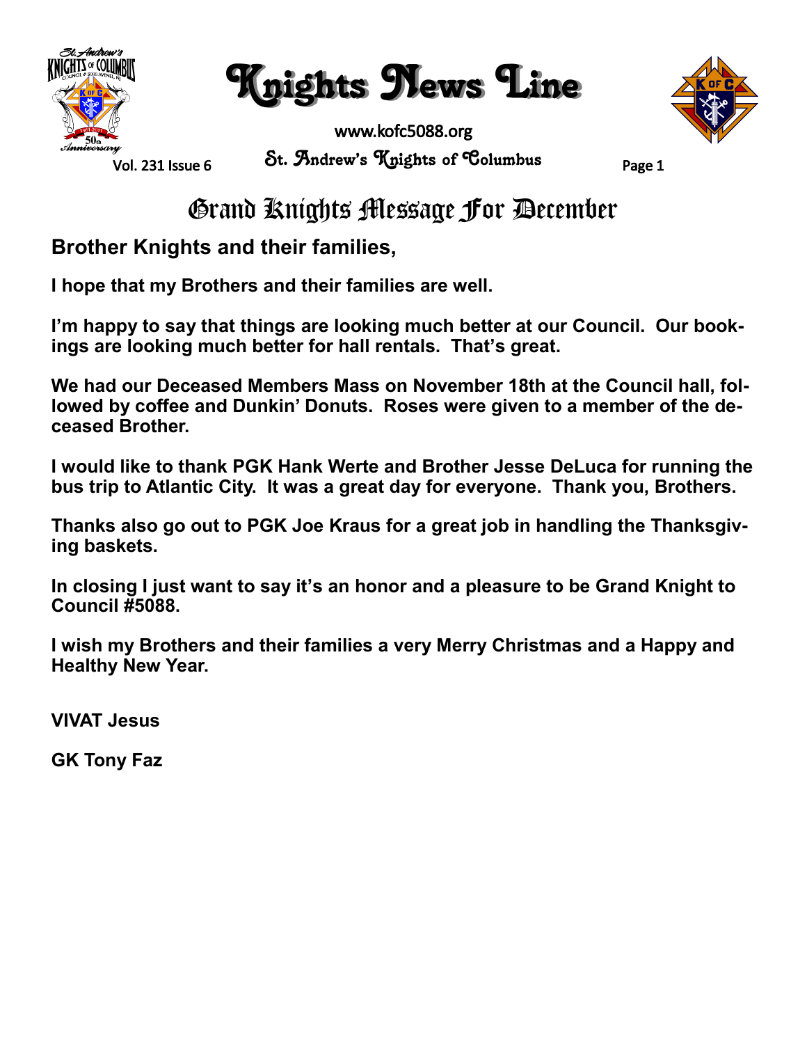# Knights News Line

www.kofc5088.org

St. Andrew's Knights of Columbus

Vol. 231 Issue 6

## Grand Knights Message For December

**Brother Knights and their families,**

**I hope that my Brothers and their families are well.**

**I'm happy to say that things are looking much better at our Council. Our bookings are looking much better for hall rentals. That's great.**

**We had our Deceased Members Mass on November 18th at the Council hall, followed by coffee and Dunkin' Donuts. Roses were given to a member of the deceased Brother.**

**I would like to thank PGK Hank Werte and Brother Jesse DeLuca for running the bus trip to Atlantic City. It was a great day for everyone. Thank you, Brothers.**

**Thanks also go out to PGK Joe Kraus for a great job in handling the Thanksgiving baskets.**

**In closing I just want to say it's an honor and a pleasure to be Grand Knight to Council #5088.**

**I wish my Brothers and their families a very Merry Christmas and a Happy and Healthy New Year.**

**VIVAT Jesus**

**GK Tony Faz**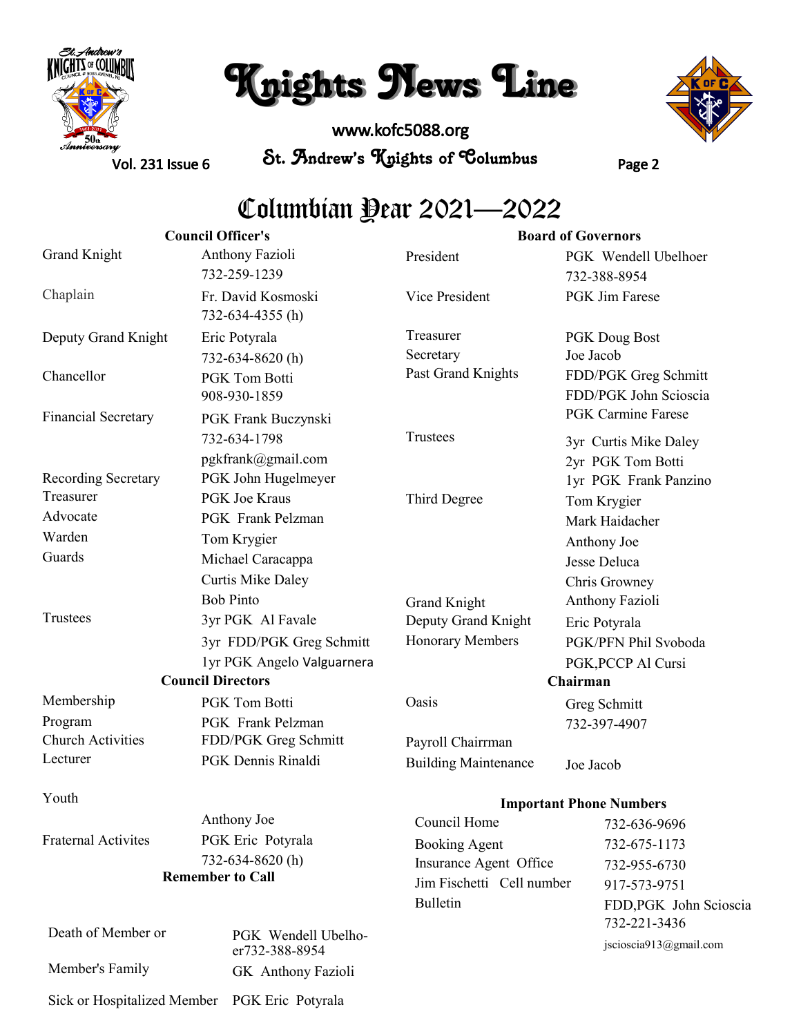# Knights News Line

www.kofc5088.org

St. Andrew's Knights of Columbus

## Columbian Year 2021—2022

### Council Officer's

| | |
|---|---|
| Grand Knight | Anthony Fazioli<br>732-259-1239 |
| Chaplain | Fr. David Kosmoski<br>732-634-4355 (h) |
| Deputy Grand Knight | Eric Potyrala<br>732-634-8620 (h) |
| Chancellor | PGK Tom Botti<br>908-930-1859 |
| Financial Secretary | PGK Frank Buczynski<br>732-634-1798<br>pgkfrank@gmail.com |
| Recording Secretary | PGK John Hugelmeyer |
| Treasurer | PGK Joe Kraus |
| Advocate | PGK Frank Pelzman |
| Warden | Tom Krygier |
| Guards | Michael Caracappa<br>Curtis Mike Daley<br>Bob Pinto |
| Trustees | 3yr PGK Al Favale<br>3yr FDD/PGK Greg Schmitt<br>1yr PGK Angelo Valguarnera |

### Council Directors

| | |
|---|---|
| Membership | PGK Tom Botti |
| Program | PGK Frank Pelzman |
| Church Activities | FDD/PGK Greg Schmitt |
| Lecturer | PGK Dennis Rinaldi |
| Youth | Anthony Joe |
| Fraternal Activites | PGK Eric Potyrala<br>732-634-8620 (h) |

### Remember to Call

| | |
|---|---|
| Death of Member or Member's Family | PGK Wendell Ubelhoer732-388-8954<br>GK Anthony Fazioli |
| Sick or Hospitalized Member | PGK Eric Potyrala |

### Board of Governors

| | |
|---|---|
| President | PGK Wendell Ubelhoer<br>732-388-8954 |
| Vice President | PGK Jim Farese |
| Treasurer | PGK Doug Bost |
| Secretary | Joe Jacob |
| Past Grand Knights | FDD/PGK Greg Schmitt<br>FDD/PGK John Scioscia<br>PGK Carmine Farese |
| Trustees | 3yr Curtis Mike Daley<br>2yr PGK Tom Botti<br>1yr PGK Frank Panzino |
| Third Degree | Tom Krygier<br>Mark Haidacher<br>Anthony Joe<br>Jesse Deluca<br>Chris Growney |
| Grand Knight | Anthony Fazioli |
| Deputy Grand Knight | Eric Potyrala |
| Honorary Members | PGK/PFN Phil Svoboda<br>PGK,PCCP Al Cursi |

### Chairman

| | |
|---|---|
| Oasis | Greg Schmitt<br>732-397-4907 |
| Payroll Chairrman | |
| Building Maintenance | Joe Jacob |

### Important Phone Numbers

| | |
|---|---|
| Council Home | 732-636-9696 |
| Booking Agent | 732-675-1173 |
| Insurance Agent Office | 732-955-6730 |
| Jim Fischetti Cell number | 917-573-9751 |
| Bulletin | FDD,PGK John Scioscia<br>732-221-3436<br>jscioscia913@gmail.com |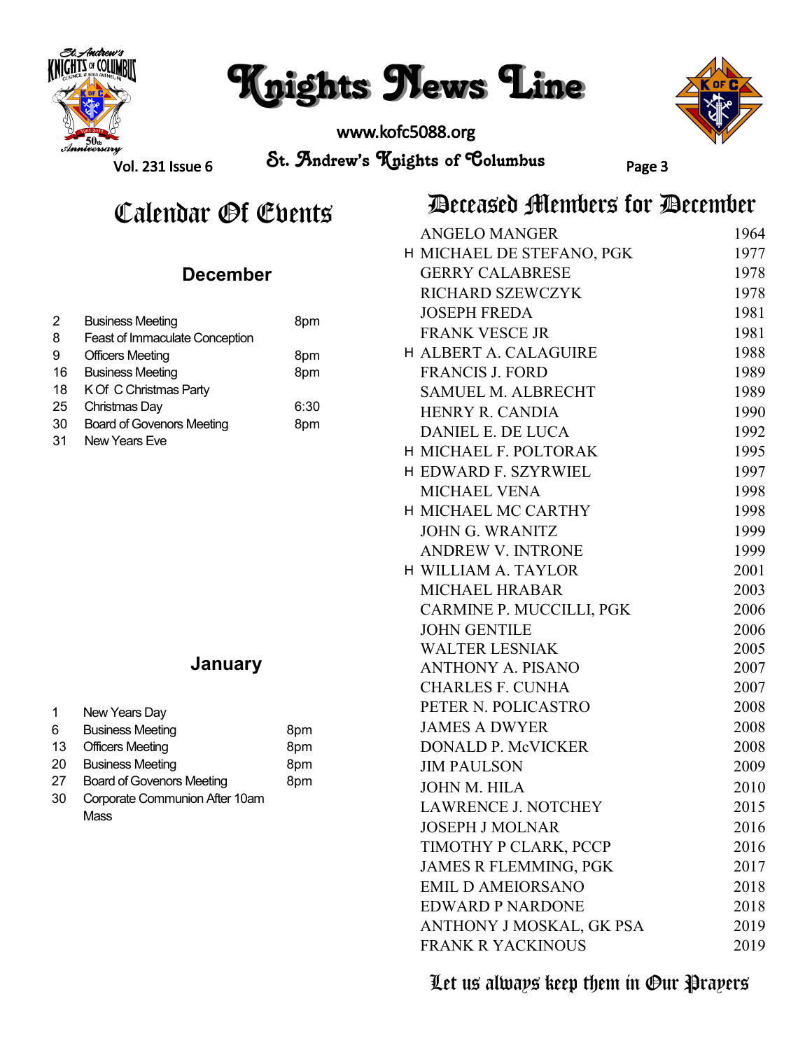# Calendar Of Events

## December

| | | |
|---|---|---|
| 2 | Business Meeting | 8pm |
| 8 | Feast of Immaculate Conception | |
| 9 | Officers Meeting | 8pm |
| 16 | Business Meeting | 8pm |
| 18 | K Of C Christmas Party | |
| 25 | Christmas Day | 6:30 |
| 30 | Board of Govenors Meeting | 8pm |
| 31 | New Years Eve | |

## January

| | | |
|---|---|---|
| 1 | New Years Day | |
| 6 | Business Meeting | 8pm |
| 13 | Officers Meeting | 8pm |
| 20 | Business Meeting | 8pm |
| 27 | Board of Govenors Meeting | 8pm |
| 30 | Corporate Communion After 10am Mass | |

# Deceased Members for December

| | | |
|---|---|---|
| | ANGELO MANGER | 1964 |
| H | MICHAEL DE STEFANO, PGK | 1977 |
| | GERRY CALABRESE | 1978 |
| | RICHARD SZEWCZYK | 1978 |
| | JOSEPH FREDA | 1981 |
| | FRANK VESCE JR | 1981 |
| H | ALBERT A. CALAGUIRE | 1988 |
| | FRANCIS J. FORD | 1989 |
| | SAMUEL M. ALBRECHT | 1989 |
| | HENRY R. CANDIA | 1990 |
| | DANIEL E. DE LUCA | 1992 |
| H | MICHAEL F. POLTORAK | 1995 |
| H | EDWARD F. SZYRWIEL | 1997 |
| | MICHAEL VENA | 1998 |
| H | MICHAEL MC CARTHY | 1998 |
| | JOHN G. WRANITZ | 1999 |
| | ANDREW V. INTRONE | 1999 |
| H | WILLIAM A. TAYLOR | 2001 |
| | MICHAEL HRABAR | 2003 |
| | CARMINE P. MUCCILLI, PGK | 2006 |
| | JOHN GENTILE | 2006 |
| | WALTER LESNIAK | 2005 |
| | ANTHONY A. PISANO | 2007 |
| | CHARLES F. CUNHA | 2007 |
| | PETER N. POLICASTRO | 2008 |
| | JAMES A DWYER | 2008 |
| | DONALD P. McVICKER | 2008 |
| | JIM PAULSON | 2009 |
| | JOHN M. HILA | 2010 |
| | LAWRENCE J. NOTCHEY | 2015 |
| | JOSEPH J MOLNAR | 2016 |
| | TIMOTHY P CLARK, PCCP | 2016 |
| | JAMES R FLEMMING, PGK | 2017 |
| | EMIL D AMEIORSANO | 2018 |
| | EDWARD P NARDONE | 2018 |
| | ANTHONY J MOSKAL, GK PSA | 2019 |
| | FRANK R YACKINOUS | 2019 |

*Let us always keep them in Our Prayers*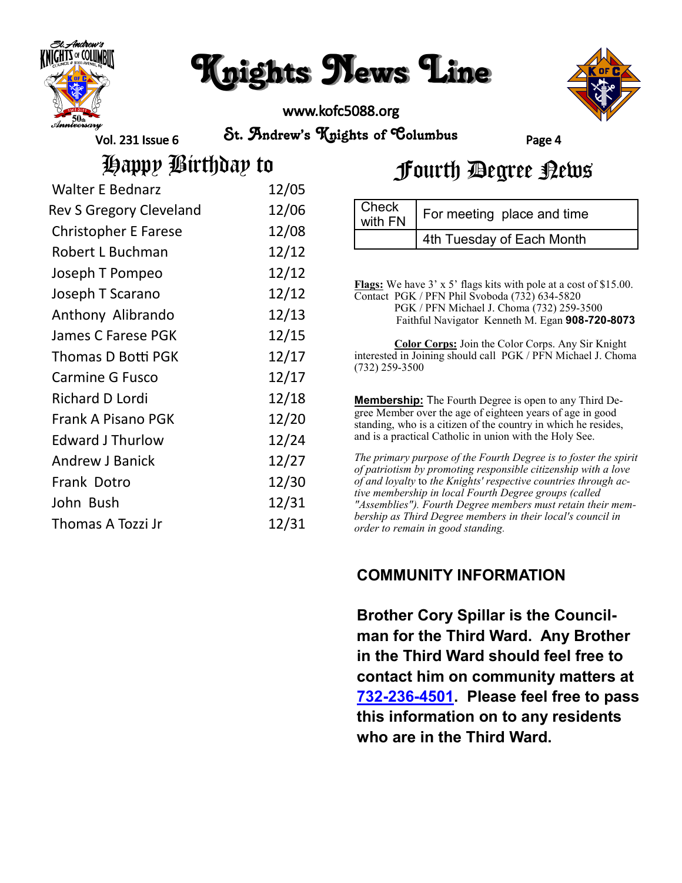# Happy Birthday to

| Name | Date |
|---|---|
| Walter E Bednarz | 12/05 |
| Rev S Gregory Cleveland | 12/06 |
| Christopher E Farese | 12/08 |
| Robert L Buchman | 12/12 |
| Joseph T Pompeo | 12/12 |
| Joseph T Scarano | 12/12 |
| Anthony Alibrando | 12/13 |
| James C Farese PGK | 12/15 |
| Thomas D Botti PGK | 12/17 |
| Carmine G Fusco | 12/17 |
| Richard D Lordi | 12/18 |
| Frank A Pisano PGK | 12/20 |
| Edward J Thurlow | 12/24 |
| Andrew J Banick | 12/27 |
| Frank Dotro | 12/30 |
| John Bush | 12/31 |
| Thomas A Tozzi Jr | 12/31 |

# Fourth Degree News

| Check with FN | For meeting place and time |
|---|---|
| | 4th Tuesday of Each Month |

**Flags:** We have 3' x 5' flags kits with pole at a cost of $15.00. Contact PGK / PFN Phil Svoboda (732) 634-5820
PGK / PFN Michael J. Choma (732) 259-3500
Faithful Navigator Kenneth M. Egan **908-720-8073**

**Color Corps:** Join the Color Corps. Any Sir Knight interested in Joining should call PGK / PFN Michael J. Choma (732) 259-3500

**Membership:** The Fourth Degree is open to any Third Degree Member over the age of eighteen years of age in good standing, who is a citizen of the country in which he resides, and is a practical Catholic in union with the Holy See.

*The primary purpose of the Fourth Degree is to foster the spirit of patriotism by promoting responsible citizenship with a love of and loyalty* to *the Knights' respective countries through active membership in local Fourth Degree groups (called "Assemblies"). Fourth Degree members must retain their membership as Third Degree members in their local's council in order to remain in good standing.*

## COMMUNITY INFORMATION

**Brother Cory Spillar is the Councilman for the Third Ward. Any Brother in the Third Ward should feel free to contact him on community matters at 732-236-4501. Please feel free to pass this information on to any residents who are in the Third Ward.**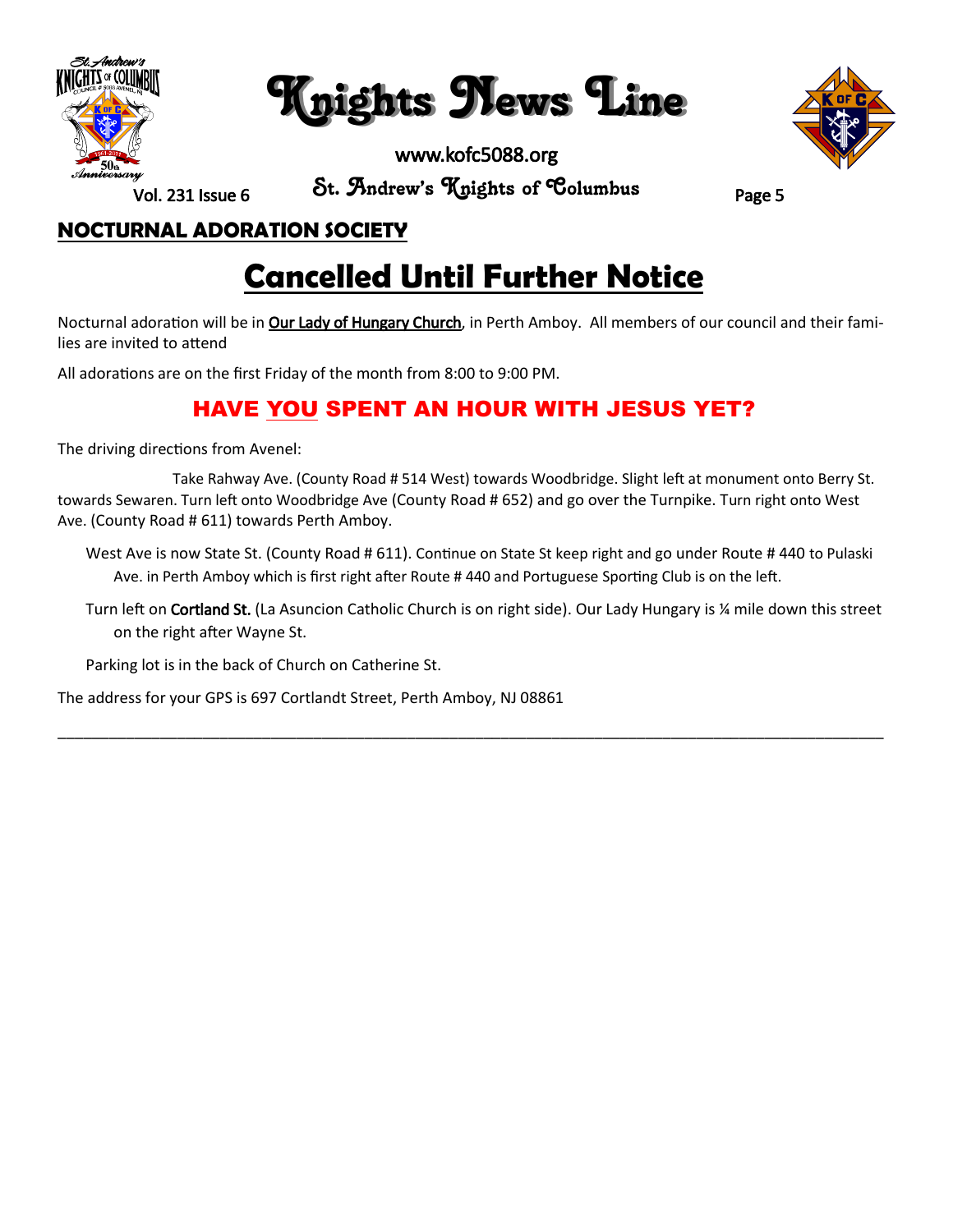## NOCTURNAL ADORATION SOCIETY

# Cancelled Until Further Notice

Nocturnal adoration will be in Our Lady of Hungary Church, in Perth Amboy. All members of our council and their families are invited to attend

All adorations are on the first Friday of the month from 8:00 to 9:00 PM.

## HAVE YOU SPENT AN HOUR WITH JESUS YET?

The driving directions from Avenel:

Take Rahway Ave. (County Road # 514 West) towards Woodbridge. Slight left at monument onto Berry St. towards Sewaren. Turn left onto Woodbridge Ave (County Road # 652) and go over the Turnpike. Turn right onto West Ave. (County Road # 611) towards Perth Amboy.

West Ave is now State St. (County Road # 611). Continue on State St keep right and go under Route # 440 to Pulaski Ave. in Perth Amboy which is first right after Route # 440 and Portuguese Sporting Club is on the left.

Turn left on **Cortland St.** (La Asuncion Catholic Church is on right side). Our Lady Hungary is ¼ mile down this street on the right after Wayne St.

Parking lot is in the back of Church on Catherine St.

The address for your GPS is 697 Cortlandt Street, Perth Amboy, NJ 08861

---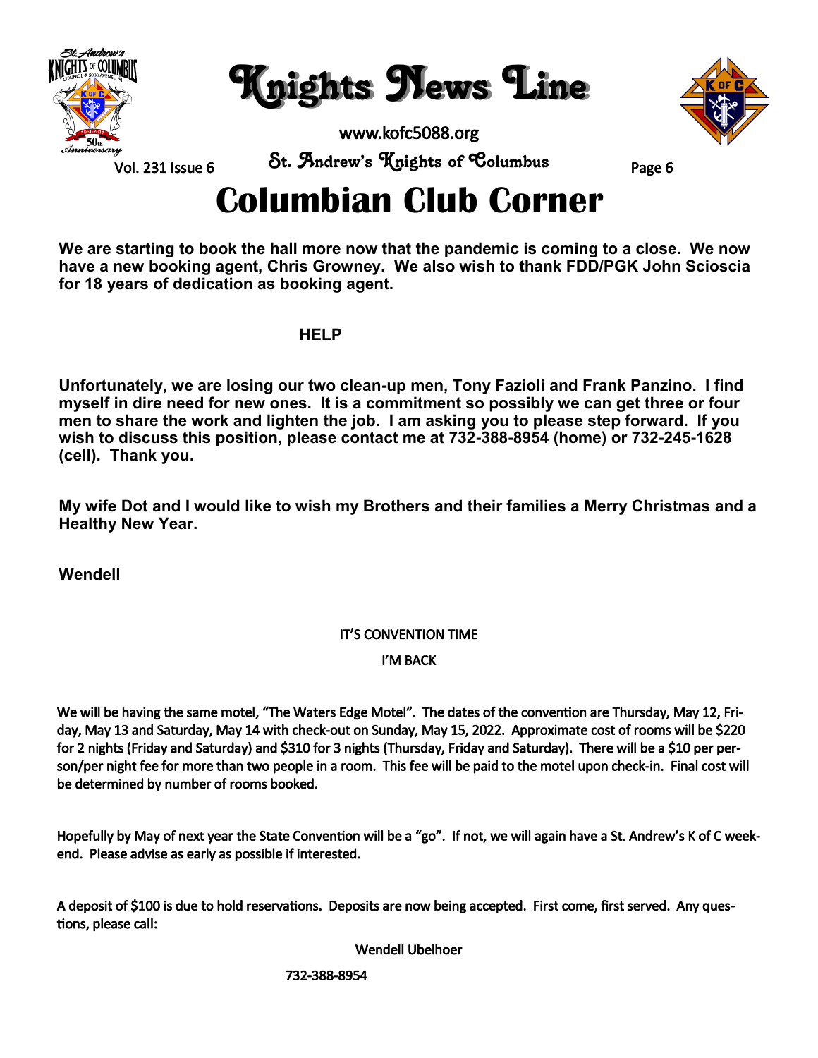# Columbian Club Corner

**We are starting to book the hall more now that the pandemic is coming to a close. We now have a new booking agent, Chris Growney. We also wish to thank FDD/PGK John Scioscia for 18 years of dedication as booking agent.**

**HELP**

**Unfortunately, we are losing our two clean-up men, Tony Fazioli and Frank Panzino. I find myself in dire need for new ones. It is a commitment so possibly we can get three or four men to share the work and lighten the job. I am asking you to please step forward. If you wish to discuss this position, please contact me at 732-388-8954 (home) or 732-245-1628 (cell). Thank you.**

**My wife Dot and I would like to wish my Brothers and their families a Merry Christmas and a Healthy New Year.**

**Wendell**

IT'S CONVENTION TIME

I'M BACK

We will be having the same motel, "The Waters Edge Motel". The dates of the convention are Thursday, May 12, Friday, May 13 and Saturday, May 14 with check-out on Sunday, May 15, 2022. Approximate cost of rooms will be $220 for 2 nights (Friday and Saturday) and $310 for 3 nights (Thursday, Friday and Saturday). There will be a $10 per person/per night fee for more than two people in a room. This fee will be paid to the motel upon check-in. Final cost will be determined by number of rooms booked.

Hopefully by May of next year the State Convention will be a "go". If not, we will again have a St. Andrew's K of C weekend. Please advise as early as possible if interested.

A deposit of $100 is due to hold reservations. Deposits are now being accepted. First come, first served. Any questions, please call:

Wendell Ubelhoer

732-388-8954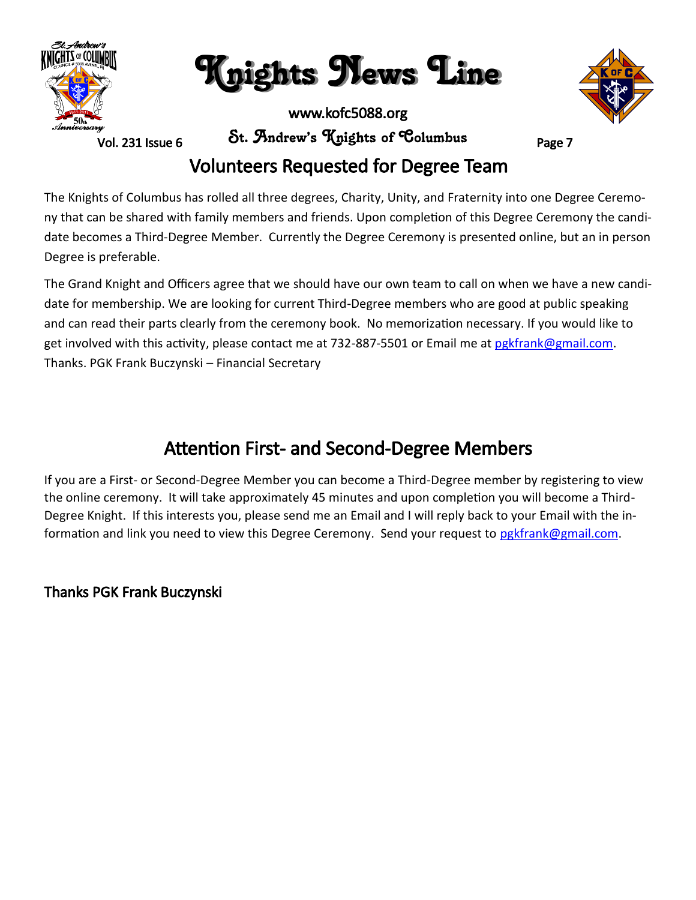## Volunteers Requested for Degree Team

The Knights of Columbus has rolled all three degrees, Charity, Unity, and Fraternity into one Degree Ceremony that can be shared with family members and friends. Upon completion of this Degree Ceremony the candidate becomes a Third-Degree Member. Currently the Degree Ceremony is presented online, but an in person Degree is preferable.

The Grand Knight and Officers agree that we should have our own team to call on when we have a new candidate for membership. We are looking for current Third-Degree members who are good at public speaking and can read their parts clearly from the ceremony book. No memorization necessary. If you would like to get involved with this activity, please contact me at 732-887-5501 or Email me at pgkfrank@gmail.com. Thanks. PGK Frank Buczynski – Financial Secretary

## Attention First- and Second-Degree Members

If you are a First- or Second-Degree Member you can become a Third-Degree member by registering to view the online ceremony. It will take approximately 45 minutes and upon completion you will become a Third-Degree Knight. If this interests you, please send me an Email and I will reply back to your Email with the information and link you need to view this Degree Ceremony. Send your request to pgkfrank@gmail.com.

**Thanks PGK Frank Buczynski**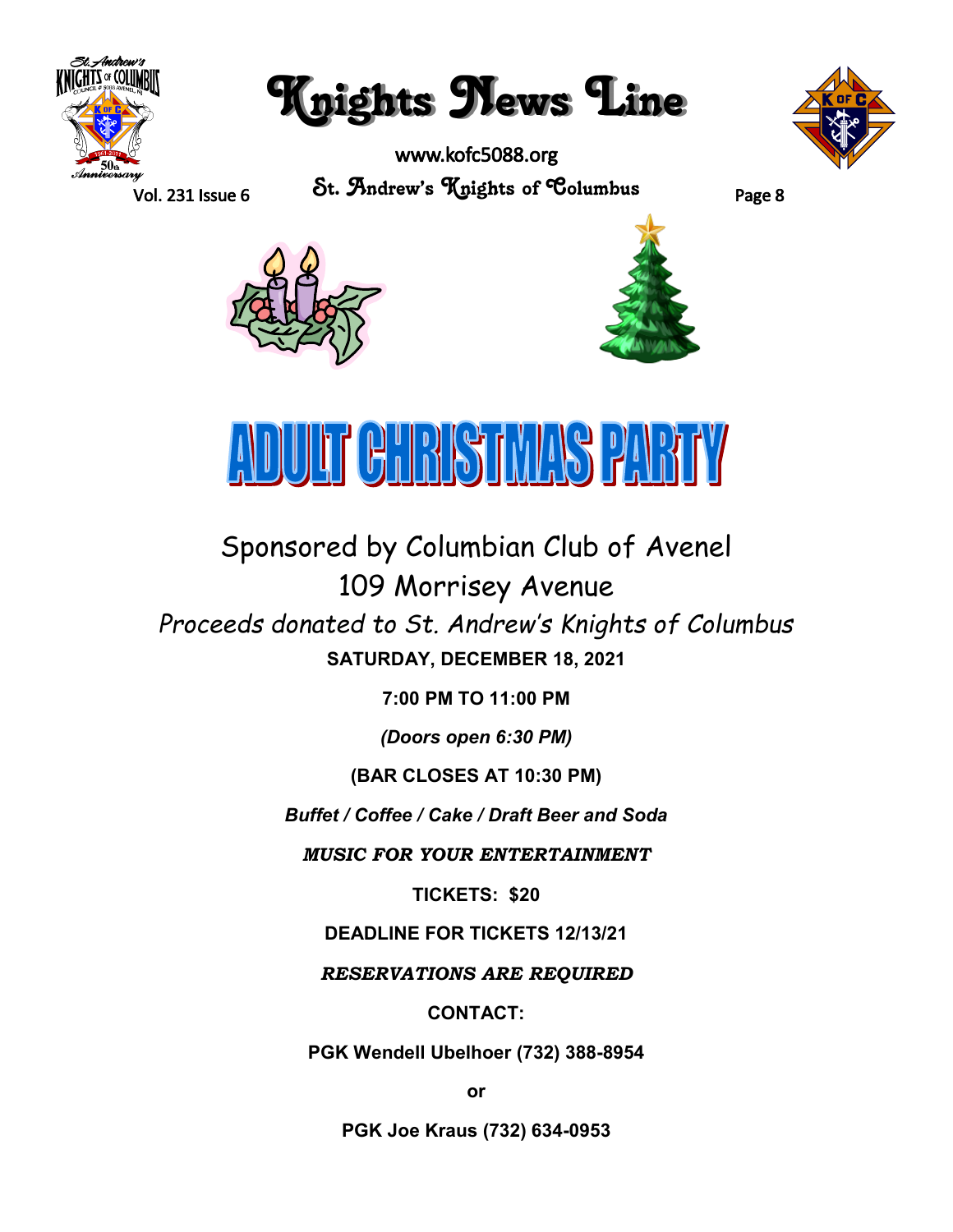# ADULT CHRISTMAS PARTY

Sponsored by Columbian Club of Avenel

109 Morrisey Avenue

*Proceeds donated to St. Andrew's Knights of Columbus*

**SATURDAY, DECEMBER 18, 2021**

**7:00 PM TO 11:00 PM**

***(Doors open 6:30 PM)***

**(BAR CLOSES AT 10:30 PM)**

***Buffet / Coffee / Cake / Draft Beer and Soda***

***MUSIC FOR YOUR ENTERTAINMENT***

**TICKETS: $20**

**DEADLINE FOR TICKETS 12/13/21**

***RESERVATIONS ARE REQUIRED***

**CONTACT:**

**PGK Wendell Ubelhoer (732) 388-8954**

**or**

**PGK Joe Kraus (732) 634-0953**